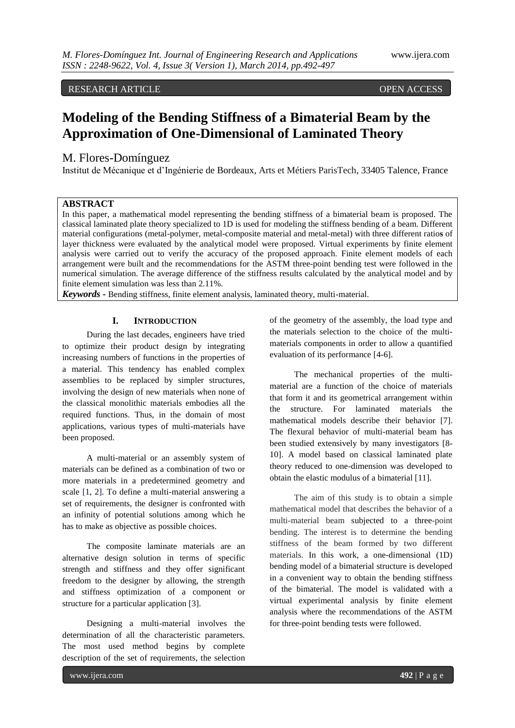RESEARCH ARTICLE OPEN ACCESS

# Modeling of the Bending Stiffness of a Bimaterial Beam by the Approximation of One-Dimensional of Laminated Theory

M. Flores-Domínguez

Institut de Mécanique et d'Ingénierie de Bordeaux, Arts et Métiers ParisTech, 33405 Talence, France

## ABSTRACT

In this paper, a mathematical model representing the bending stiffness of a bimaterial beam is proposed. The classical laminated plate theory specialized to 1D is used for modeling the stiffness bending of a beam. Different material configurations (metal-polymer, metal-composite material and metal-metal) with three different ratios of layer thickness were evaluated by the analytical model were proposed. Virtual experiments by finite element analysis were carried out to verify the accuracy of the proposed approach. Finite element models of each arrangement were built and the recommendations for the ASTM three-point bending test were followed in the numerical simulation. The average difference of the stiffness results calculated by the analytical model and by finite element simulation was less than 2.11%.

***Keywords -*** Bending stiffness, finite element analysis, laminated theory, multi-material.

## I. INTRODUCTION

During the last decades, engineers have tried to optimize their product design by integrating increasing numbers of functions in the properties of a material. This tendency has enabled complex assemblies to be replaced by simpler structures, involving the design of new materials when none of the classical monolithic materials embodies all the required functions. Thus, in the domain of most applications, various types of multi-materials have been proposed.

A multi-material or an assembly system of materials can be defined as a combination of two or more materials in a predetermined geometry and scale [1, 2]. To define a multi-material answering a set of requirements, the designer is confronted with an infinity of potential solutions among which he has to make as objective as possible choices.

The composite laminate materials are an alternative design solution in terms of specific strength and stiffness and they offer significant freedom to the designer by allowing, the strength and stiffness optimization of a component or structure for a particular application [3].

Designing a multi-material involves the determination of all the characteristic parameters. The most used method begins by complete description of the set of requirements, the selection of the geometry of the assembly, the load type and the materials selection to the choice of the multi-materials components in order to allow a quantified evaluation of its performance [4-6].

The mechanical properties of the multi-material are a function of the choice of materials that form it and its geometrical arrangement within the structure. For laminated materials the mathematical models describe their behavior [7]. The flexural behavior of multi-material beam has been studied extensively by many investigators [8-10]. A model based on classical laminated plate theory reduced to one-dimension was developed to obtain the elastic modulus of a bimaterial [11].

The aim of this study is to obtain a simple mathematical model that describes the behavior of a multi-material beam subjected to a three-point bending. The interest is to determine the bending stiffness of the beam formed by two different materials. In this work, a one-dimensional (1D) bending model of a bimaterial structure is developed in a convenient way to obtain the bending stiffness of the bimaterial. The model is validated with a virtual experimental analysis by finite element analysis where the recommendations of the ASTM for three-point bending tests were followed.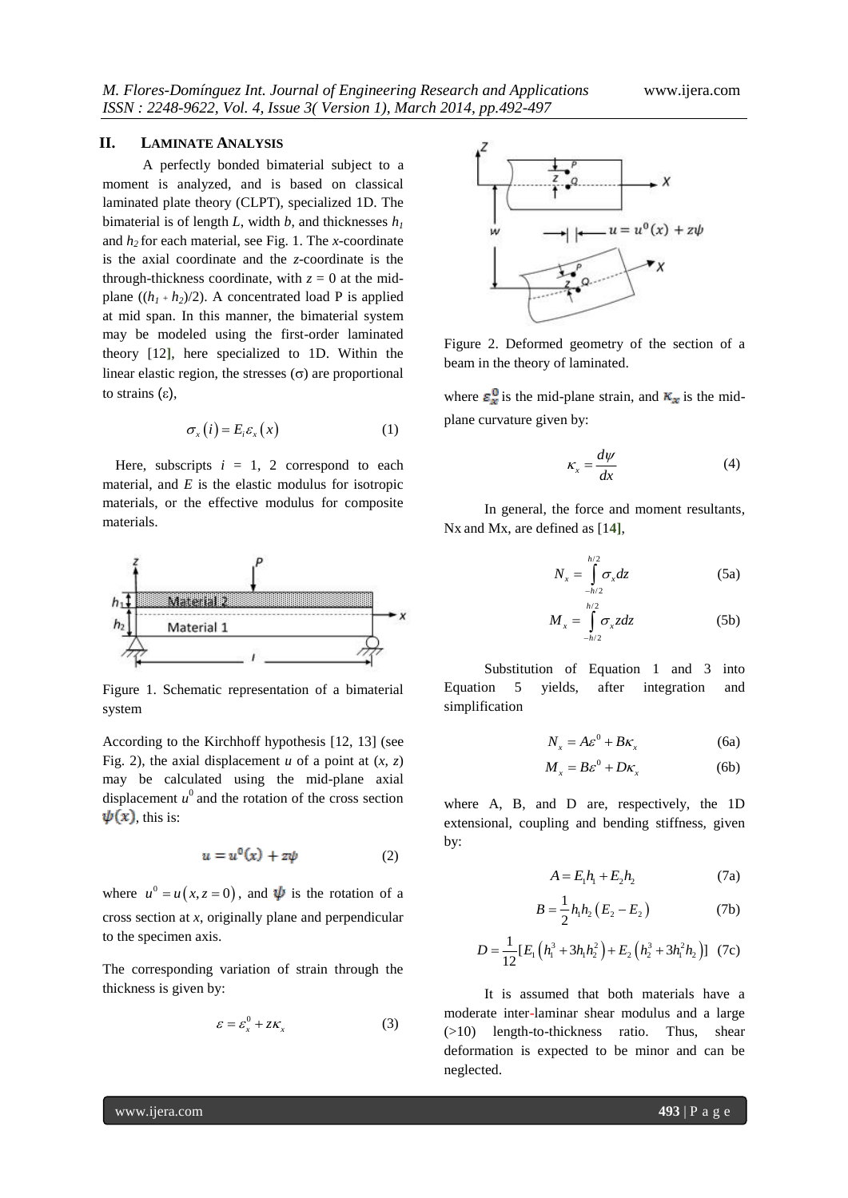## II. LAMINATE ANALYSIS

A perfectly bonded bimaterial subject to a moment is analyzed, and is based on classical laminated plate theory (CLPT), specialized 1D. The bimaterial is of length *L*, width *b*, and thicknesses $h_1$ and $h_2$ for each material, see Fig. 1. The *x*-coordinate is the axial coordinate and the *z*-coordinate is the through-thickness coordinate, with $z = 0$ at the mid-plane ($(h_1 + h_2)/2$). A concentrated load P is applied at mid span. In this manner, the bimaterial system may be modeled using the first-order laminated theory [12], here specialized to 1D. Within the linear elastic region, the stresses ($\sigma$) are proportional to strains ($\varepsilon$),

$$\sigma_x(i) = E_i \varepsilon_x(x) \tag{1}$$

Here, subscripts $i = 1, 2$ correspond to each material, and *E* is the elastic modulus for isotropic materials, or the effective modulus for composite materials.

Figure 1. Schematic representation of a bimaterial system

According to the Kirchhoff hypothesis [12, 13] (see Fig. 2), the axial displacement *u* of a point at (*x, z*) may be calculated using the mid-plane axial displacement $u^0$ and the rotation of the cross section $\psi(x)$, this is:

$$u = u^0(x) + z\psi \tag{2}$$

where $u^0 = u(x, z = 0)$, and $\psi$ is the rotation of a cross section at *x*, originally plane and perpendicular to the specimen axis.

The corresponding variation of strain through the thickness is given by:

$$\varepsilon = \varepsilon_x^0 + z\kappa_x \tag{3}$$

Figure 2. Deformed geometry of the section of a beam in the theory of laminated.

where $\varepsilon_x^0$ is the mid-plane strain, and $\kappa_x$ is the mid-plane curvature given by:

$$\kappa_x = \frac{d\psi}{dx} \tag{4}$$

In general, the force and moment resultants, Nx and Mx, are defined as [14],

$$N_x = \int_{-h/2}^{h/2} \sigma_x dz \tag{5a}$$

$$M_x = \int_{-h/2}^{h/2} \sigma_x z dz \tag{5b}$$

Substitution of Equation 1 and 3 into Equation 5 yields, after integration and simplification

$$N_x = A\varepsilon^0 + B\kappa_x \tag{6a}$$

$$M_x = B\varepsilon^0 + D\kappa_x \tag{6b}$$

where A, B, and D are, respectively, the 1D extensional, coupling and bending stiffness, given by:

$$A = E_1 h_1 + E_2 h_2 \tag{7a}$$

$$B = \frac{1}{2} h_1 h_2 (E_2 - E_2) \tag{7b}$$

$$D = \frac{1}{12}[E_1(h_1^3 + 3h_1 h_2^2) + E_2(h_2^3 + 3h_1^2 h_2)] \tag{7c}$$

It is assumed that both materials have a moderate inter-laminar shear modulus and a large (>10) length-to-thickness ratio. Thus, shear deformation is expected to be minor and can be neglected.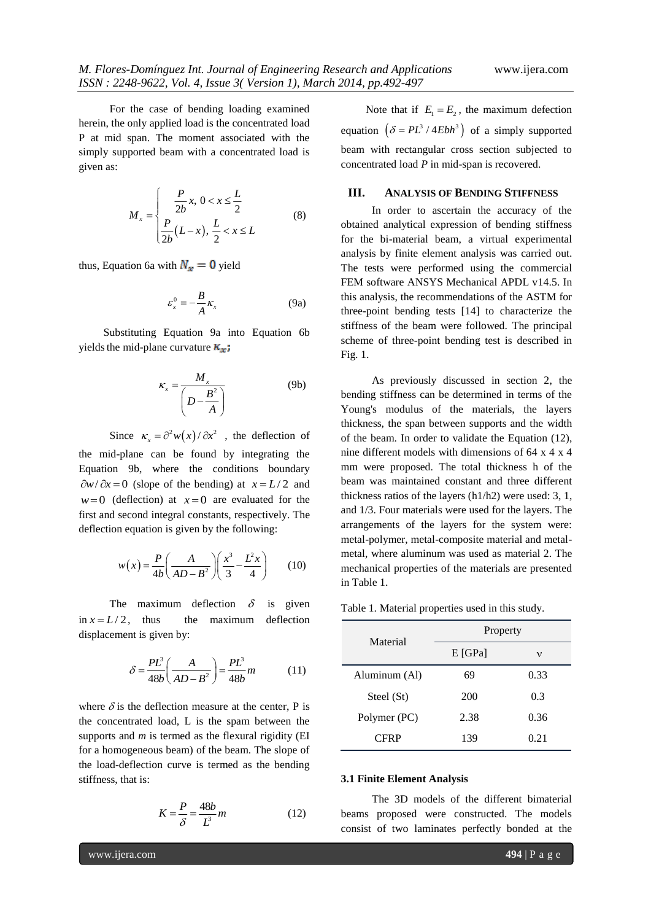For the case of bending loading examined herein, the only applied load is the concentrated load P at mid span. The moment associated with the simply supported beam with a concentrated load is given as:

$$M_x = \begin{cases} \dfrac{P}{2b}x, \; 0 < x \le \dfrac{L}{2} \\ \dfrac{P}{2b}(L-x), \; \dfrac{L}{2} < x \le L \end{cases} \qquad (8)$$

thus, Equation 6a with $N_x = 0$ yield

$$\varepsilon_x^0 = -\frac{B}{A}\kappa_x \qquad (9a)$$

Substituting Equation 9a into Equation 6b yields the mid-plane curvature $\kappa_x$;

$$\kappa_x = \frac{M_x}{\left(D - \dfrac{B^2}{A}\right)} \qquad (9b)$$

Since $\kappa_x = \partial^2 w(x)/\partial x^2$ , the deflection of the mid-plane can be found by integrating the Equation 9b, where the conditions boundary $\partial w/\partial x = 0$ (slope of the bending) at $x = L/2$ and $w = 0$ (deflection) at $x = 0$ are evaluated for the first and second integral constants, respectively. The deflection equation is given by the following:

$$w(x) = \frac{P}{4b}\left(\frac{A}{AD - B^2}\right)\left(\frac{x^3}{3} - \frac{L^2 x}{4}\right) \qquad (10)$$

The maximum deflection $\delta$ is given in $x = L/2$, thus the maximum deflection displacement is given by:

$$\delta = \frac{PL^3}{48b}\left(\frac{A}{AD - B^2}\right) = \frac{PL^3}{48b}m \qquad (11)$$

where $\delta$ is the deflection measure at the center, P is the concentrated load, L is the spam between the supports and *m* is termed as the flexural rigidity (EI for a homogeneous beam) of the beam. The slope of the load-deflection curve is termed as the bending stiffness, that is:

$$K = \frac{P}{\delta} = \frac{48b}{L^3}m \qquad (12)$$

Note that if $E_1 = E_2$, the maximum defection equation $\left(\delta = PL^3/4Ebh^3\right)$ of a simply supported beam with rectangular cross section subjected to concentrated load *P* in mid-span is recovered.

## III. Analysis of Bending Stiffness

In order to ascertain the accuracy of the obtained analytical expression of bending stiffness for the bi-material beam, a virtual experimental analysis by finite element analysis was carried out. The tests were performed using the commercial FEM software ANSYS Mechanical APDL v14.5. In this analysis, the recommendations of the ASTM for three-point bending tests [14] to characterize the stiffness of the beam were followed. The principal scheme of three-point bending test is described in Fig. 1.

As previously discussed in section 2, the bending stiffness can be determined in terms of the Young's modulus of the materials, the layers thickness, the span between supports and the width of the beam. In order to validate the Equation (12), nine different models with dimensions of 64 x 4 x 4 mm were proposed. The total thickness h of the beam was maintained constant and three different thickness ratios of the layers (h1/h2) were used: 3, 1, and 1/3. Four materials were used for the layers. The arrangements of the layers for the system were: metal-polymer, metal-composite material and metal-metal, where aluminum was used as material 2. The mechanical properties of the materials are presented in Table 1.

Table 1. Material properties used in this study.

| Material | Property | |
|---|---|---|
| | E [GPa] | ν |
| Aluminum (Al) | 69 | 0.33 |
| Steel (St) | 200 | 0.3 |
| Polymer (PC) | 2.38 | 0.36 |
| CFRP | 139 | 0.21 |

### 3.1 Finite Element Analysis

The 3D models of the different bimaterial beams proposed were constructed. The models consist of two laminates perfectly bonded at the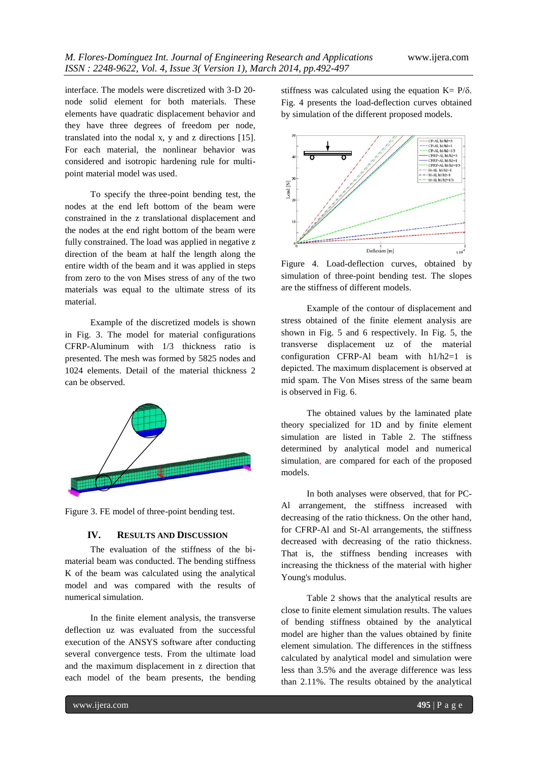interface. The models were discretized with 3-D 20-node solid element for both materials. These elements have quadratic displacement behavior and they have three degrees of freedom per node, translated into the nodal x, y and z directions [15]. For each material, the nonlinear behavior was considered and isotropic hardening rule for multi-point material model was used.

To specify the three-point bending test, the nodes at the end left bottom of the beam were constrained in the z translational displacement and the nodes at the end right bottom of the beam were fully constrained. The load was applied in negative z direction of the beam at half the length along the entire width of the beam and it was applied in steps from zero to the von Mises stress of any of the two materials was equal to the ultimate stress of its material.

Example of the discretized models is shown in Fig. 3. The model for material configurations CFRP-Aluminum with 1/3 thickness ratio is presented. The mesh was formed by 5825 nodes and 1024 elements. Detail of the material thickness 2 can be observed.

Figure 3. FE model of three-point bending test.

## IV. Results and Discussion

The evaluation of the stiffness of the bi-material beam was conducted. The bending stiffness K of the beam was calculated using the analytical model and was compared with the results of numerical simulation.

In the finite element analysis, the transverse deflection uz was evaluated from the successful execution of the ANSYS software after conducting several convergence tests. From the ultimate load and the maximum displacement in z direction that each model of the beam presents, the bending stiffness was calculated using the equation $K = P/\delta$. Fig. 4 presents the load-deflection curves obtained by simulation of the different proposed models.

Figure 4. Load-deflection curves, obtained by simulation of three-point bending test. The slopes are the stiffness of different models.

Example of the contour of displacement and stress obtained of the finite element analysis are shown in Fig. 5 and 6 respectively. In Fig. 5, the transverse displacement uz of the material configuration CFRP-Al beam with $h1/h2=1$ is depicted. The maximum displacement is observed at mid spam. The Von Mises stress of the same beam is observed in Fig. 6.

The obtained values by the laminated plate theory specialized for 1D and by finite element simulation are listed in Table 2. The stiffness determined by analytical model and numerical simulation, are compared for each of the proposed models.

In both analyses were observed, that for PC-Al arrangement, the stiffness increased with decreasing of the ratio thickness. On the other hand, for CFRP-Al and St-Al arrangements, the stiffness decreased with decreasing of the ratio thickness. That is, the stiffness bending increases with increasing the thickness of the material with higher Young's modulus.

Table 2 shows that the analytical results are close to finite element simulation results. The values of bending stiffness obtained by the analytical model are higher than the values obtained by finite element simulation. The differences in the stiffness calculated by analytical model and simulation were less than 3.5% and the average difference was less than 2.11%. The results obtained by the analytical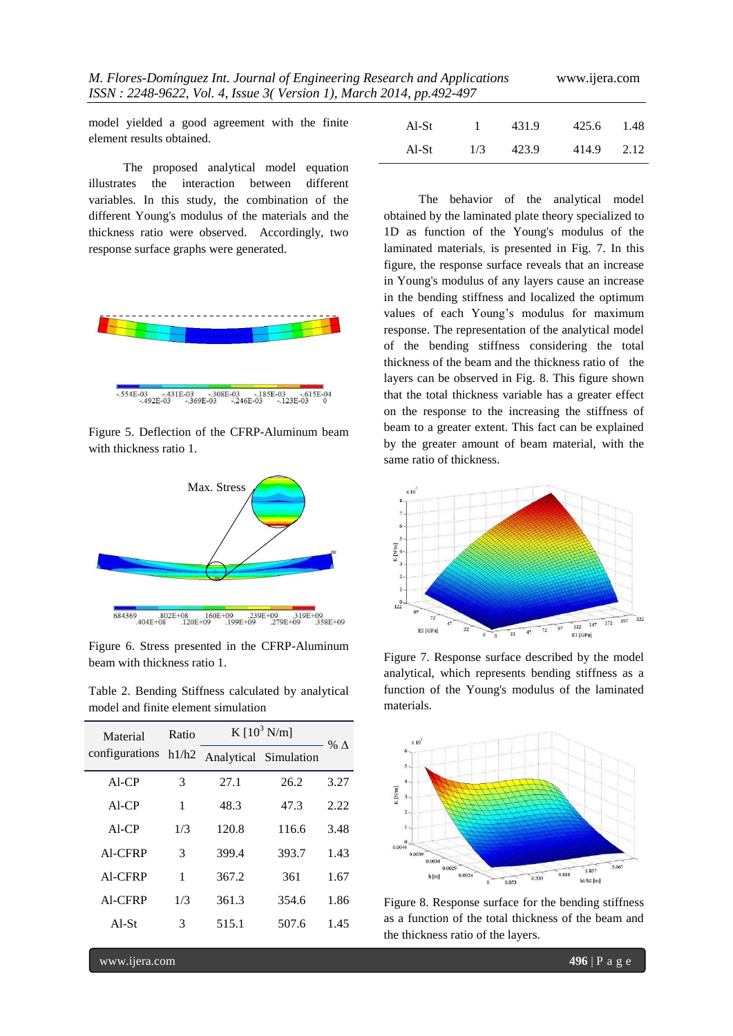model yielded a good agreement with the finite element results obtained.

The proposed analytical model equation illustrates the interaction between different variables. In this study, the combination of the different Young's modulus of the materials and the thickness ratio were observed. Accordingly, two response surface graphs were generated.

Figure 5. Deflection of the CFRP-Aluminum beam with thickness ratio 1.

Figure 6. Stress presented in the CFRP-Aluminum beam with thickness ratio 1.

Table 2. Bending Stiffness calculated by analytical model and finite element simulation

| Material configurations | Ratio h1/h2 | K [$10^3$ N/m] | | % Δ |
|---|---|---|---|---|
| | | Analytical | Simulation | |
| Al-CP | 3 | 27.1 | 26.2 | 3.27 |
| Al-CP | 1 | 48.3 | 47.3 | 2.22 |
| Al-CP | 1/3 | 120.8 | 116.6 | 3.48 |
| Al-CFRP | 3 | 399.4 | 393.7 | 1.43 |
| Al-CFRP | 1 | 367.2 | 361 | 1.67 |
| Al-CFRP | 1/3 | 361.3 | 354.6 | 1.86 |
| Al-St | 3 | 515.1 | 507.6 | 1.45 |
| Al-St | 1 | 431.9 | 425.6 | 1.48 |
| Al-St | 1/3 | 423.9 | 414.9 | 2.12 |

The behavior of the analytical model obtained by the laminated plate theory specialized to 1D as function of the Young's modulus of the laminated materials, is presented in Fig. 7. In this figure, the response surface reveals that an increase in Young's modulus of any layers cause an increase in the bending stiffness and localized the optimum values of each Young's modulus for maximum response. The representation of the analytical model of the bending stiffness considering the total thickness of the beam and the thickness ratio of the layers can be observed in Fig. 8. This figure shown that the total thickness variable has a greater effect on the response to the increasing the stiffness of beam to a greater extent. This fact can be explained by the greater amount of beam material, with the same ratio of thickness.

Figure 7. Response surface described by the model analytical, which represents bending stiffness as a function of the Young's modulus of the laminated materials.

Figure 8. Response surface for the bending stiffness as a function of the total thickness of the beam and the thickness ratio of the layers.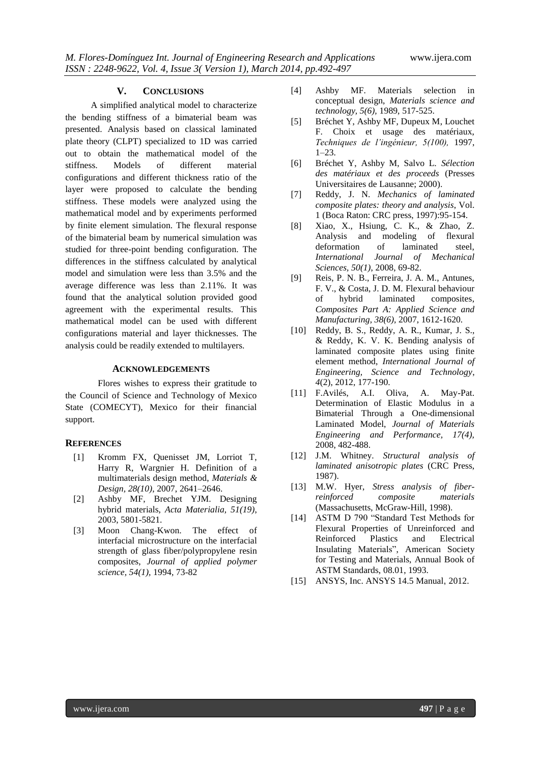## V. CONCLUSIONS

A simplified analytical model to characterize the bending stiffness of a bimaterial beam was presented. Analysis based on classical laminated plate theory (CLPT) specialized to 1D was carried out to obtain the mathematical model of the stiffness. Models of different material configurations and different thickness ratio of the layer were proposed to calculate the bending stiffness. These models were analyzed using the mathematical model and by experiments performed by finite element simulation. The flexural response of the bimaterial beam by numerical simulation was studied for three-point bending configuration. The differences in the stiffness calculated by analytical model and simulation were less than 3.5% and the average difference was less than 2.11%. It was found that the analytical solution provided good agreement with the experimental results. This mathematical model can be used with different configurations material and layer thicknesses. The analysis could be readily extended to multilayers.

### ACKNOWLEDGEMENTS

Flores wishes to express their gratitude to the Council of Science and Technology of Mexico State (COMECYT), Mexico for their financial support.

## REFERENCES

[1] Kromm FX, Quenisset JM, Lorriot T, Harry R, Wargnier H. Definition of a multimaterials design method, *Materials & Design, 28(10),* 2007, 2641–2646.

[2] Ashby MF, Brechet YJM. Designing hybrid materials, *Acta Materialia, 51(19),* 2003, 5801-5821.

[3] Moon Chang-Kwon. The effect of interfacial microstructure on the interfacial strength of glass fiber/polypropylene resin composites, *Journal of applied polymer science, 54(1),* 1994, 73-82

[4] Ashby MF. Materials selection in conceptual design, *Materials science and technology, 5(6),* 1989, 517-525.

[5] Bréchet Y, Ashby MF, Dupeux M, Louchet F. Choix et usage des matériaux, *Techniques de l'ingénieur, 5(100),* 1997, 1–23.

[6] Bréchet Y, Ashby M, Salvo L. *Sélection des matériaux et des proceeds* (Presses Universitaires de Lausanne; 2000).

[7] Reddy, J. N. *Mechanics of laminated composite plates: theory and analysis*, Vol. 1 (Boca Raton: CRC press, 1997):95-154.

[8] Xiao, X., Hsiung, C. K., & Zhao, Z. Analysis and modeling of flexural deformation of laminated steel, *International Journal of Mechanical Sciences, 50(1),* 2008, 69-82.

[9] Reis, P. N. B., Ferreira, J. A. M., Antunes, F. V., & Costa, J. D. M. Flexural behaviour of hybrid laminated composites, *Composites Part A: Applied Science and Manufacturing, 38(6),* 2007, 1612-1620.

[10] Reddy, B. S., Reddy, A. R., Kumar, J. S., & Reddy, K. V. K. Bending analysis of laminated composite plates using finite element method, *International Journal of Engineering, Science and Technology, 4*(2), 2012, 177-190.

[11] F.Avilés, A.I. Oliva, A. May-Pat. Determination of Elastic Modulus in a Bimaterial Through a One-dimensional Laminated Model, *Journal of Materials Engineering and Performance, 17(4),* 2008, 482-488.

[12] J.M. Whitney. *Structural analysis of laminated anisotropic plates* (CRC Press, 1987).

[13] M.W. Hyer, *Stress analysis of fiber-reinforced composite materials* (Massachusetts, McGraw-Hill, 1998).

[14] ASTM D 790 "Standard Test Methods for Flexural Properties of Unreinforced and Reinforced Plastics and Electrical Insulating Materials", American Society for Testing and Materials, Annual Book of ASTM Standards, 08.01, 1993.

[15] ANSYS, Inc. ANSYS 14.5 Manual, 2012.